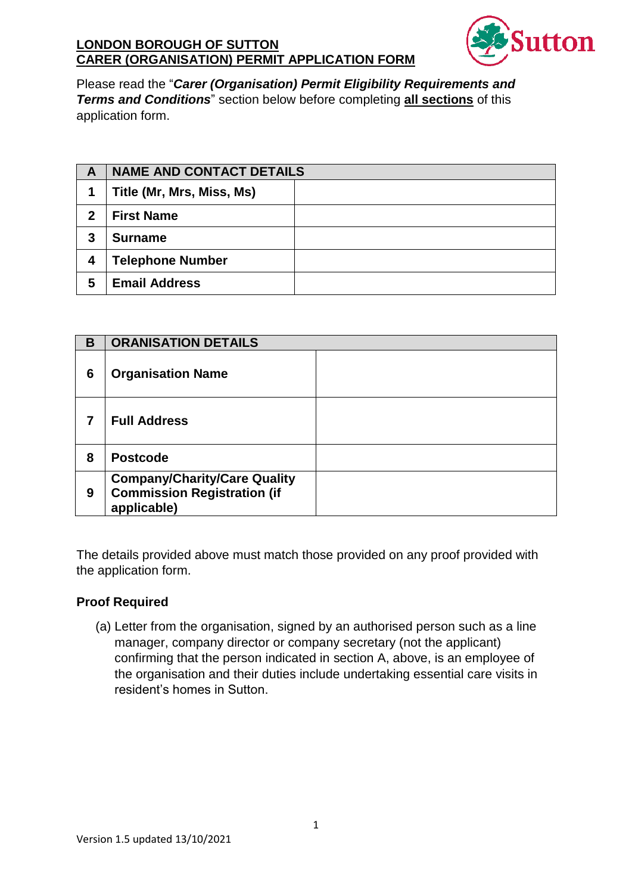**LONDON BOROUGH OF SUTTON**
**CARER (ORGANISATION) PERMIT APPLICATION FORM**

Please read the "***Carer (Organisation) Permit Eligibility Requirements and Terms and Conditions***" section below before completing **all sections** of this application form.

| A | NAME AND CONTACT DETAILS | |
|---|---|---|
| 1 | **Title (Mr, Mrs, Miss, Ms)** | |
| 2 | **First Name** | |
| 3 | **Surname** | |
| 4 | **Telephone Number** | |
| 5 | **Email Address** | |

| B | ORANISATION DETAILS | |
|---|---|---|
| 6 | **Organisation Name** | |
| 7 | **Full Address** | |
| 8 | **Postcode** | |
| 9 | **Company/Charity/Care Quality Commission Registration (if applicable)** | |

The details provided above must match those provided on any proof provided with the application form.

**Proof Required**

(a) Letter from the organisation, signed by an authorised person such as a line manager, company director or company secretary (not the applicant) confirming that the person indicated in section A, above, is an employee of the organisation and their duties include undertaking essential care visits in resident's homes in Sutton.

Version 1.5 updated 13/10/2021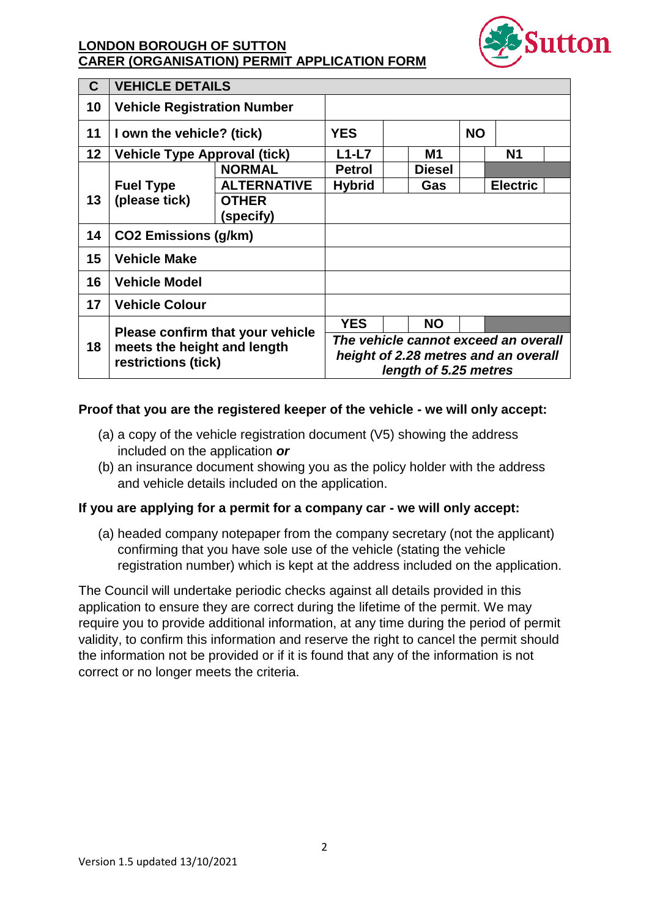**LONDON BOROUGH OF SUTTON**
**CARER (ORGANISATION) PERMIT APPLICATION FORM**

| C | VEHICLE DETAILS | | | | | | | |
|---|---|---|---|---|---|---|---|---|
| 10 | Vehicle Registration Number | | | | | | | |
| 11 | I own the vehicle? (tick) | | YES | | | NO | | |
| 12 | Vehicle Type Approval (tick) | | L1-L7 | | M1 | | N1 | |
| 13 | Fuel Type (please tick) | NORMAL | Petrol | | Diesel | | | |
| | | ALTERNATIVE | Hybrid | | Gas | | Electric | |
| | | OTHER (specify) | | | | | | |
| 14 | $CO_2$ Emissions (g/km) | | | | | | | |
| 15 | Vehicle Make | | | | | | | |
| 16 | Vehicle Model | | | | | | | |
| 17 | Vehicle Colour | | | | | | | |
| 18 | Please confirm that your vehicle meets the height and length restrictions (tick) | | YES | | NO | | | |
| | | | *The vehicle cannot exceed an overall height of 2.28 metres and an overall length of 5.25 metres* | | | | | |

**Proof that you are the registered keeper of the vehicle - we will only accept:**

(a) a copy of the vehicle registration document (V5) showing the address included on the application ***or***

(b) an insurance document showing you as the policy holder with the address and vehicle details included on the application.

**If you are applying for a permit for a company car - we will only accept:**

(a) headed company notepaper from the company secretary (not the applicant) confirming that you have sole use of the vehicle (stating the vehicle registration number) which is kept at the address included on the application.

The Council will undertake periodic checks against all details provided in this application to ensure they are correct during the lifetime of the permit. We may require you to provide additional information, at any time during the period of permit validity, to confirm this information and reserve the right to cancel the permit should the information not be provided or if it is found that any of the information is not correct or no longer meets the criteria.

Version 1.5 updated 13/10/2021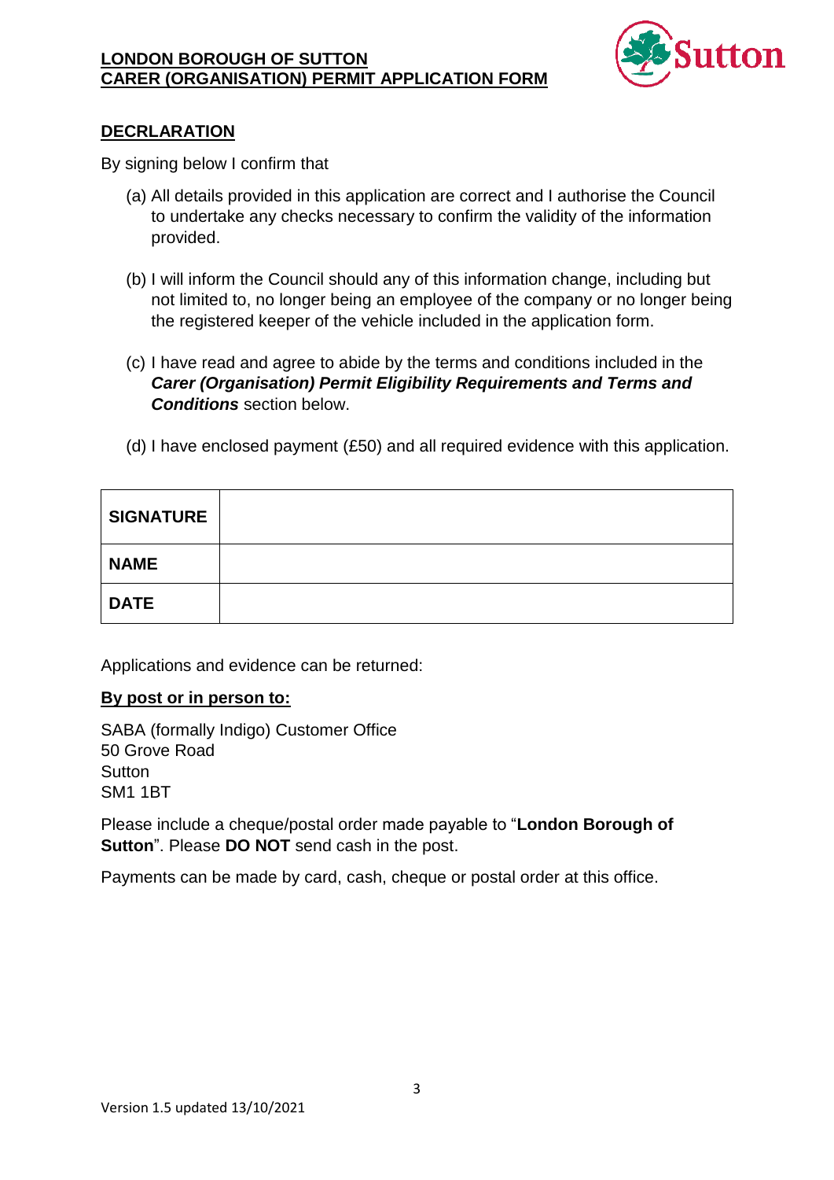**LONDON BOROUGH OF SUTTON**
**CARER (ORGANISATION) PERMIT APPLICATION FORM**

## DECRLARATION

By signing below I confirm that

(a) All details provided in this application are correct and I authorise the Council to undertake any checks necessary to confirm the validity of the information provided.

(b) I will inform the Council should any of this information change, including but not limited to, no longer being an employee of the company or no longer being the registered keeper of the vehicle included in the application form.

(c) I have read and agree to abide by the terms and conditions included in the ***Carer (Organisation) Permit Eligibility Requirements and Terms and Conditions*** section below.

(d) I have enclosed payment (£50) and all required evidence with this application.

| | |
|---|---|
| **SIGNATURE** | |
| **NAME** | |
| **DATE** | |

Applications and evidence can be returned:

**By post or in person to:**

SABA (formally Indigo) Customer Office
50 Grove Road
Sutton
SM1 1BT

Please include a cheque/postal order made payable to "**London Borough of Sutton**". Please **DO NOT** send cash in the post.

Payments can be made by card, cash, cheque or postal order at this office.

Version 1.5 updated 13/10/2021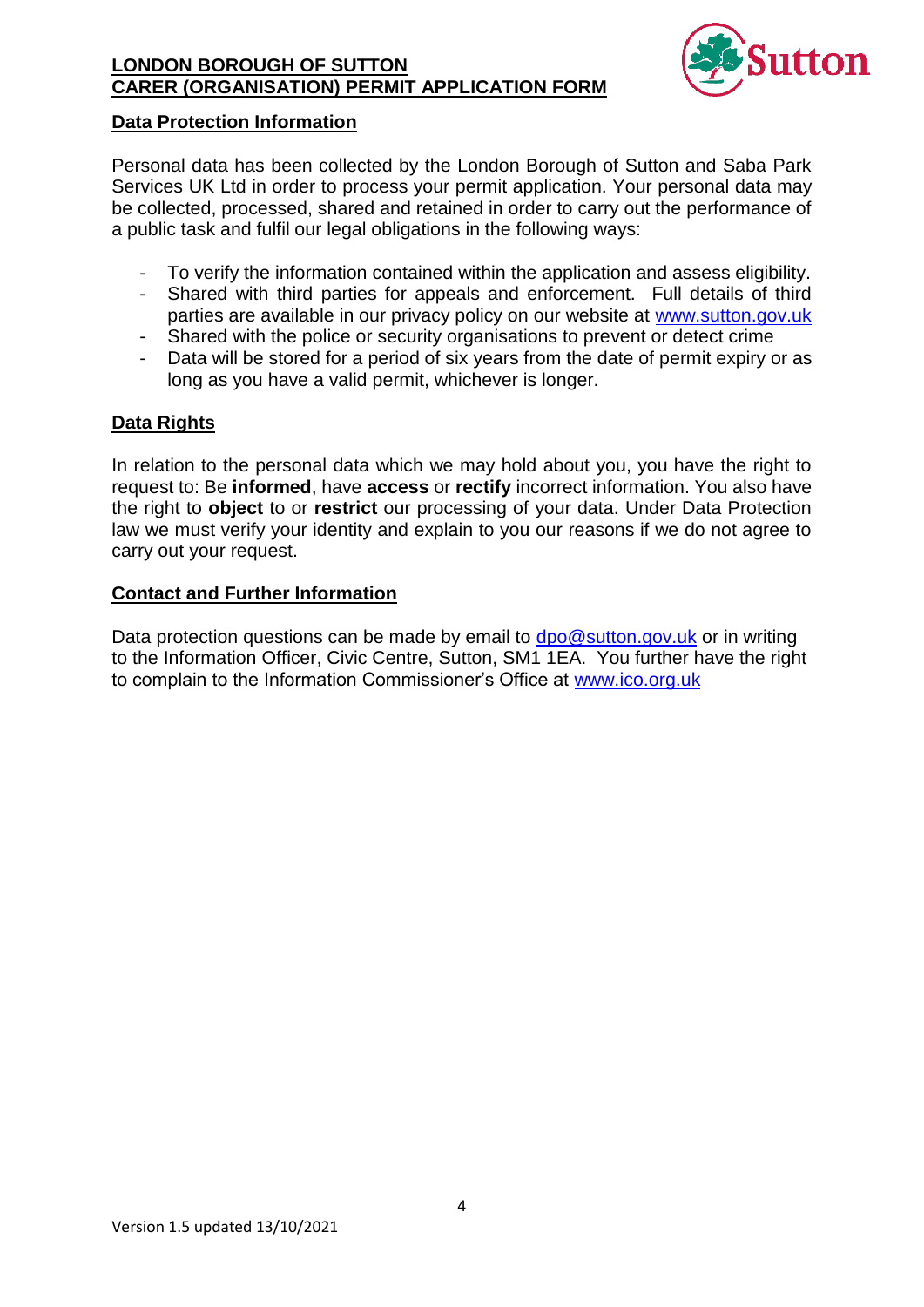## Data Protection Information

Personal data has been collected by the London Borough of Sutton and Saba Park Services UK Ltd in order to process your permit application. Your personal data may be collected, processed, shared and retained in order to carry out the performance of a public task and fulfil our legal obligations in the following ways:

- To verify the information contained within the application and assess eligibility.
- Shared with third parties for appeals and enforcement. Full details of third parties are available in our privacy policy on our website at www.sutton.gov.uk
- Shared with the police or security organisations to prevent or detect crime
- Data will be stored for a period of six years from the date of permit expiry or as long as you have a valid permit, whichever is longer.

## Data Rights

In relation to the personal data which we may hold about you, you have the right to request to: Be **informed**, have **access** or **rectify** incorrect information. You also have the right to **object** to or **restrict** our processing of your data. Under Data Protection law we must verify your identity and explain to you our reasons if we do not agree to carry out your request.

## Contact and Further Information

Data protection questions can be made by email to dpo@sutton.gov.uk or in writing to the Information Officer, Civic Centre, Sutton, SM1 1EA. You further have the right to complain to the Information Commissioner's Office at www.ico.org.uk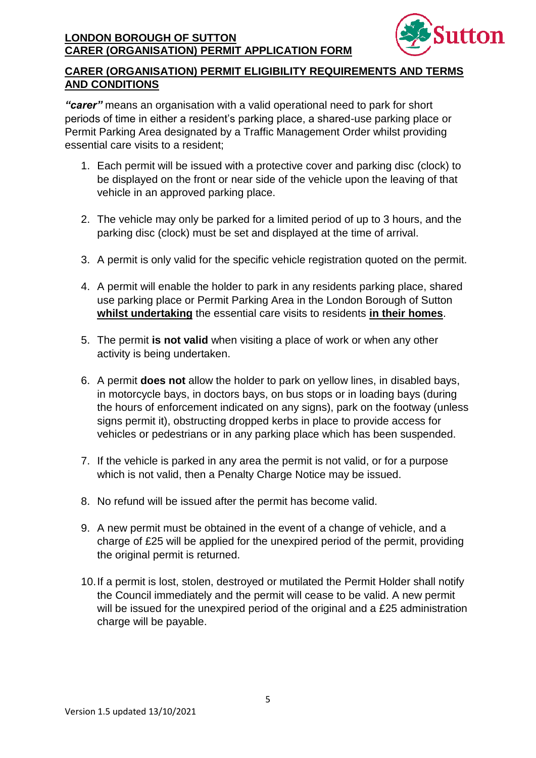**LONDON BOROUGH OF SUTTON**
**CARER (ORGANISATION) PERMIT APPLICATION FORM**

## CARER (ORGANISATION) PERMIT ELIGIBILITY REQUIREMENTS AND TERMS AND CONDITIONS

***"carer"*** means an organisation with a valid operational need to park for short periods of time in either a resident's parking place, a shared-use parking place or Permit Parking Area designated by a Traffic Management Order whilst providing essential care visits to a resident;

1. Each permit will be issued with a protective cover and parking disc (clock) to be displayed on the front or near side of the vehicle upon the leaving of that vehicle in an approved parking place.
2. The vehicle may only be parked for a limited period of up to 3 hours, and the parking disc (clock) must be set and displayed at the time of arrival.
3. A permit is only valid for the specific vehicle registration quoted on the permit.
4. A permit will enable the holder to park in any residents parking place, shared use parking place or Permit Parking Area in the London Borough of Sutton **whilst undertaking** the essential care visits to residents **in their homes**.
5. The permit **is not valid** when visiting a place of work or when any other activity is being undertaken.
6. A permit **does not** allow the holder to park on yellow lines, in disabled bays, in motorcycle bays, in doctors bays, on bus stops or in loading bays (during the hours of enforcement indicated on any signs), park on the footway (unless signs permit it), obstructing dropped kerbs in place to provide access for vehicles or pedestrians or in any parking place which has been suspended.
7. If the vehicle is parked in any area the permit is not valid, or for a purpose which is not valid, then a Penalty Charge Notice may be issued.
8. No refund will be issued after the permit has become valid.
9. A new permit must be obtained in the event of a change of vehicle, and a charge of £25 will be applied for the unexpired period of the permit, providing the original permit is returned.
10. If a permit is lost, stolen, destroyed or mutilated the Permit Holder shall notify the Council immediately and the permit will cease to be valid. A new permit will be issued for the unexpired period of the original and a £25 administration charge will be payable.

Version 1.5 updated 13/10/2021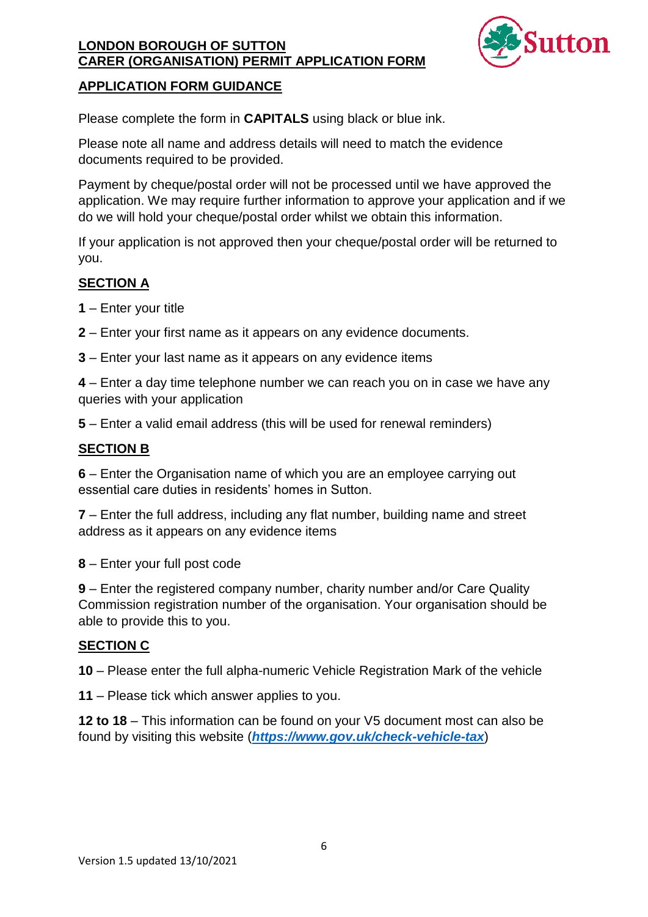**LONDON BOROUGH OF SUTTON**
**CARER (ORGANISATION) PERMIT APPLICATION FORM**

## APPLICATION FORM GUIDANCE

Please complete the form in **CAPITALS** using black or blue ink.

Please note all name and address details will need to match the evidence documents required to be provided.

Payment by cheque/postal order will not be processed until we have approved the application. We may require further information to approve your application and if we do we will hold your cheque/postal order whilst we obtain this information.

If your application is not approved then your cheque/postal order will be returned to you.

## SECTION A

**1** – Enter your title

**2** – Enter your first name as it appears on any evidence documents.

**3** – Enter your last name as it appears on any evidence items

**4** – Enter a day time telephone number we can reach you on in case we have any queries with your application

**5** – Enter a valid email address (this will be used for renewal reminders)

## SECTION B

**6** – Enter the Organisation name of which you are an employee carrying out essential care duties in residents' homes in Sutton.

**7** – Enter the full address, including any flat number, building name and street address as it appears on any evidence items

**8** – Enter your full post code

**9** – Enter the registered company number, charity number and/or Care Quality Commission registration number of the organisation. Your organisation should be able to provide this to you.

## SECTION C

**10** – Please enter the full alpha-numeric Vehicle Registration Mark of the vehicle

**11** – Please tick which answer applies to you.

**12 to 18** – This information can be found on your V5 document most can also be found by visiting this website (***https://www.gov.uk/check-vehicle-tax***)

Version 1.5 updated 13/10/2021